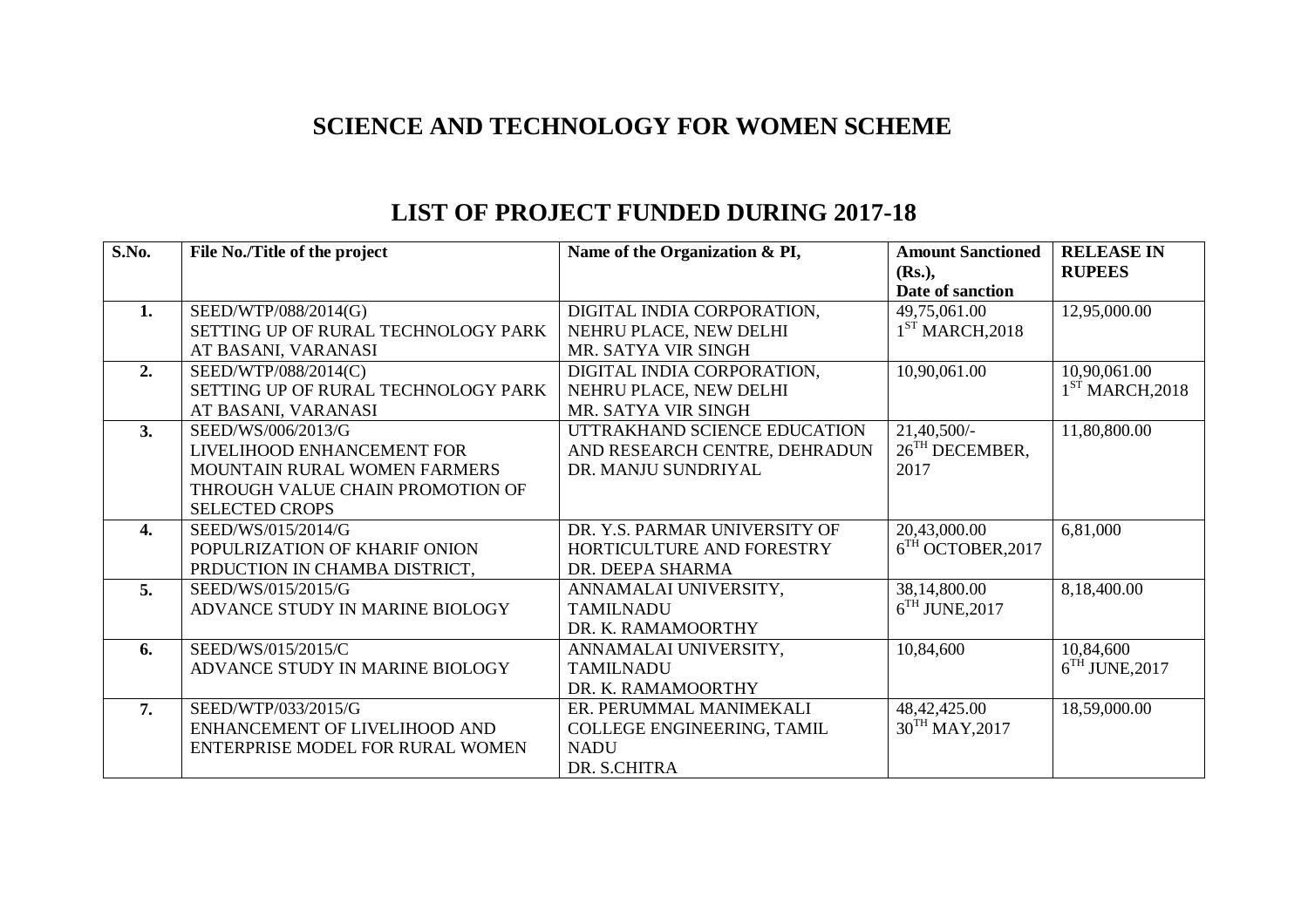## SCIENCE AND TECHNOLOGY FOR WOMEN SCHEME

## LIST OF PROJECT FUNDED DURING 2017-18

| S.No. | File No./Title of the project | Name of the Organization & PI, | Amount Sanctioned (Rs.), Date of sanction | RELEASE IN RUPEES |
|---|---|---|---|---|
| 1. | SEED/WTP/088/2014(G) SETTING UP OF RURAL TECHNOLOGY PARK AT BASANI, VARANASI | DIGITAL INDIA CORPORATION, NEHRU PLACE, NEW DELHI MR. SATYA VIR SINGH | 49,75,061.00 1ST MARCH,2018 | 12,95,000.00 |
| 2. | SEED/WTP/088/2014(C) SETTING UP OF RURAL TECHNOLOGY PARK AT BASANI, VARANASI | DIGITAL INDIA CORPORATION, NEHRU PLACE, NEW DELHI MR. SATYA VIR SINGH | 10,90,061.00 | 10,90,061.00 1ST MARCH,2018 |
| 3. | SEED/WS/006/2013/G LIVELIHOOD ENHANCEMENT FOR MOUNTAIN RURAL WOMEN FARMERS THROUGH VALUE CHAIN PROMOTION OF SELECTED CROPS | UTTRAKHAND SCIENCE EDUCATION AND RESEARCH CENTRE, DEHRADUN DR. MANJU SUNDRIYAL | 21,40,500/- 26TH DECEMBER, 2017 | 11,80,800.00 |
| 4. | SEED/WS/015/2014/G POPULRIZATION OF KHARIF ONION PRDUCTION IN CHAMBA DISTRICT, | DR. Y.S. PARMAR UNIVERSITY OF HORTICULTURE AND FORESTRY DR. DEEPA SHARMA | 20,43,000.00 6TH OCTOBER,2017 | 6,81,000 |
| 5. | SEED/WS/015/2015/G ADVANCE STUDY IN MARINE BIOLOGY | ANNAMALAI UNIVERSITY, TAMILNADU DR. K. RAMAMOORTHY | 38,14,800.00 6TH JUNE,2017 | 8,18,400.00 |
| 6. | SEED/WS/015/2015/C ADVANCE STUDY IN MARINE BIOLOGY | ANNAMALAI UNIVERSITY, TAMILNADU DR. K. RAMAMOORTHY | 10,84,600 | 10,84,600 6TH JUNE,2017 |
| 7. | SEED/WTP/033/2015/G ENHANCEMENT OF LIVELIHOOD AND ENTERPRISE MODEL FOR RURAL WOMEN | ER. PERUMMAL MANIMEKALI COLLEGE ENGINEERING, TAMIL NADU DR. S.CHITRA | 48,42,425.00 30TH MAY,2017 | 18,59,000.00 |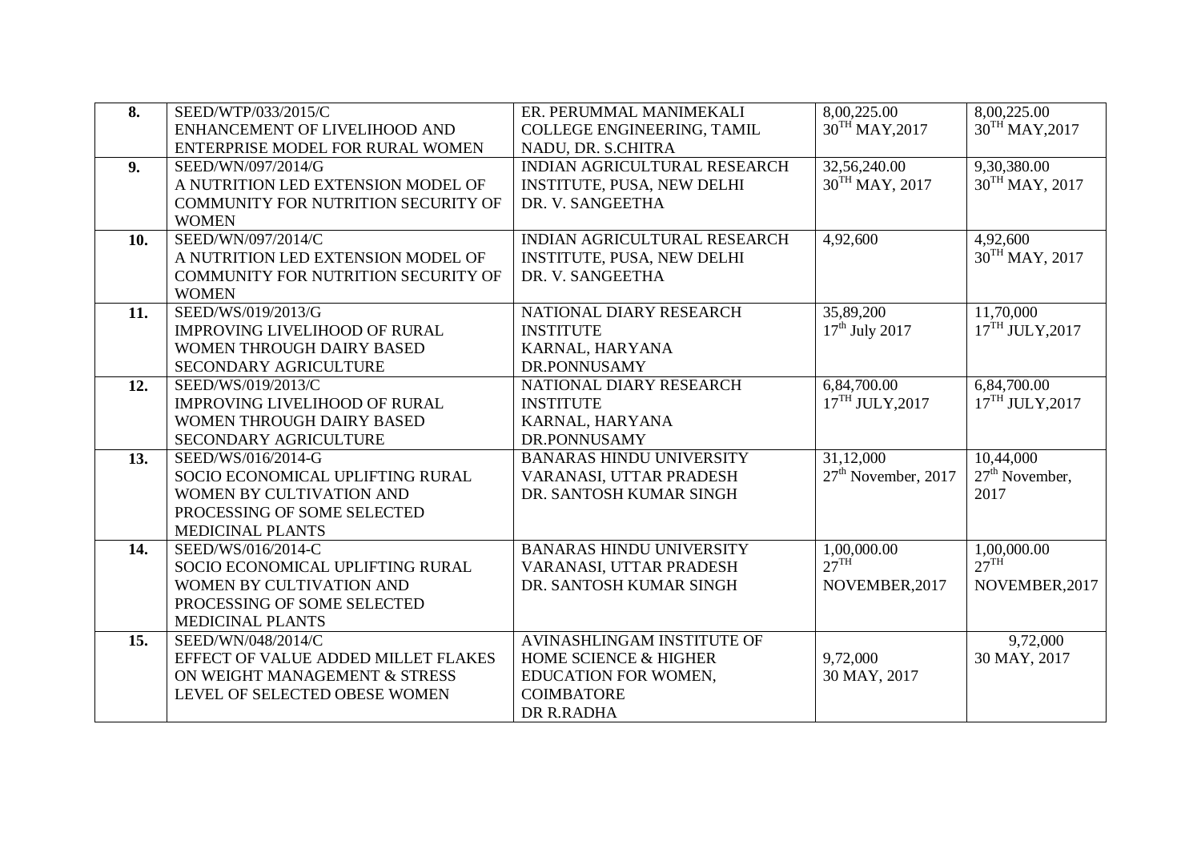| | | | | |
|---|---|---|---|---|
| **8.** | SEED/WTP/033/2015/C ENHANCEMENT OF LIVELIHOOD AND ENTERPRISE MODEL FOR RURAL WOMEN | ER. PERUMMAL MANIMEKALI COLLEGE ENGINEERING, TAMIL NADU, DR. S.CHITRA | 8,00,225.00 30[TH] MAY,2017 | 8,00,225.00 30[TH] MAY,2017 |
| **9.** | SEED/WN/097/2014/G A NUTRITION LED EXTENSION MODEL OF COMMUNITY FOR NUTRITION SECURITY OF WOMEN | INDIAN AGRICULTURAL RESEARCH INSTITUTE, PUSA, NEW DELHI DR. V. SANGEETHA | 32,56,240.00 30[TH] MAY, 2017 | 9,30,380.00 30[TH] MAY, 2017 |
| **10.** | SEED/WN/097/2014/C A NUTRITION LED EXTENSION MODEL OF COMMUNITY FOR NUTRITION SECURITY OF WOMEN | INDIAN AGRICULTURAL RESEARCH INSTITUTE, PUSA, NEW DELHI DR. V. SANGEETHA | 4,92,600 | 4,92,600 30[TH] MAY, 2017 |
| **11.** | SEED/WS/019/2013/G IMPROVING LIVELIHOOD OF RURAL WOMEN THROUGH DAIRY BASED SECONDARY AGRICULTURE | NATIONAL DIARY RESEARCH INSTITUTE KARNAL, HARYANA DR.PONNUSAMY | 35,89,200 17[th] July 2017 | 11,70,000 17[TH] JULY,2017 |
| **12.** | SEED/WS/019/2013/C IMPROVING LIVELIHOOD OF RURAL WOMEN THROUGH DAIRY BASED SECONDARY AGRICULTURE | NATIONAL DIARY RESEARCH INSTITUTE KARNAL, HARYANA DR.PONNUSAMY | 6,84,700.00 17[TH] JULY,2017 | 6,84,700.00 17[TH] JULY,2017 |
| **13.** | SEED/WS/016/2014-G SOCIO ECONOMICAL UPLIFTING RURAL WOMEN BY CULTIVATION AND PROCESSING OF SOME SELECTED MEDICINAL PLANTS | BANARAS HINDU UNIVERSITY VARANASI, UTTAR PRADESH DR. SANTOSH KUMAR SINGH | 31,12,000 27[th] November, 2017 | 10,44,000 27[th] November, 2017 |
| **14.** | SEED/WS/016/2014-C SOCIO ECONOMICAL UPLIFTING RURAL WOMEN BY CULTIVATION AND PROCESSING OF SOME SELECTED MEDICINAL PLANTS | BANARAS HINDU UNIVERSITY VARANASI, UTTAR PRADESH DR. SANTOSH KUMAR SINGH | 1,00,000.00 27[TH] NOVEMBER,2017 | 1,00,000.00 27[TH] NOVEMBER,2017 |
| **15.** | SEED/WN/048/2014/C EFFECT OF VALUE ADDED MILLET FLAKES ON WEIGHT MANAGEMENT & STRESS LEVEL OF SELECTED OBESE WOMEN | AVINASHLINGAM INSTITUTE OF HOME SCIENCE & HIGHER EDUCATION FOR WOMEN, COIMBATORE DR R.RADHA | 9,72,000 30 MAY, 2017 | 9,72,000 30 MAY, 2017 |